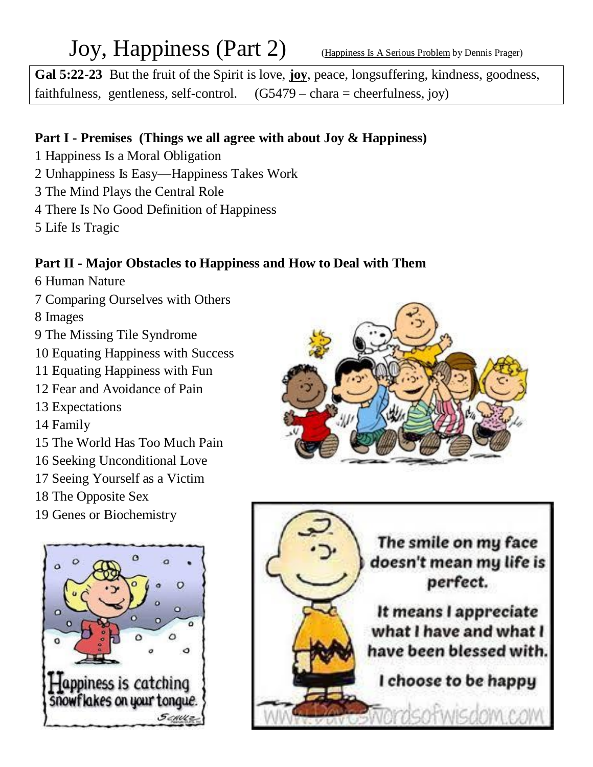# Joy, Happiness (Part 2)

(Happiness Is A Serious Problem by Dennis Prager)

**Gal 5:22-23** But the fruit of the Spirit is love, **joy**, peace, longsuffering, kindness, goodness, faithfulness, gentleness, self-control. (G5479 – chara = cheerfulness, joy)

**Part I - Premises (Things we all agree with about Joy & Happiness)**

1 Happiness Is a Moral Obligation
2 Unhappiness Is Easy—Happiness Takes Work
3 The Mind Plays the Central Role
4 There Is No Good Definition of Happiness
5 Life Is Tragic

**Part II - Major Obstacles to Happiness and How to Deal with Them**

6 Human Nature
7 Comparing Ourselves with Others
8 Images
9 The Missing Tile Syndrome
10 Equating Happiness with Success
11 Equating Happiness with Fun
12 Fear and Avoidance of Pain
13 Expectations
14 Family
15 The World Has Too Much Pain
16 Seeking Unconditional Love
17 Seeing Yourself as a Victim
18 The Opposite Sex
19 Genes or Biochemistry

Happiness is catching snowflakes on your tongue.

The smile on my face doesn't mean my life is perfect.

It means I appreciate what I have and what I have been blessed with.

I choose to be happy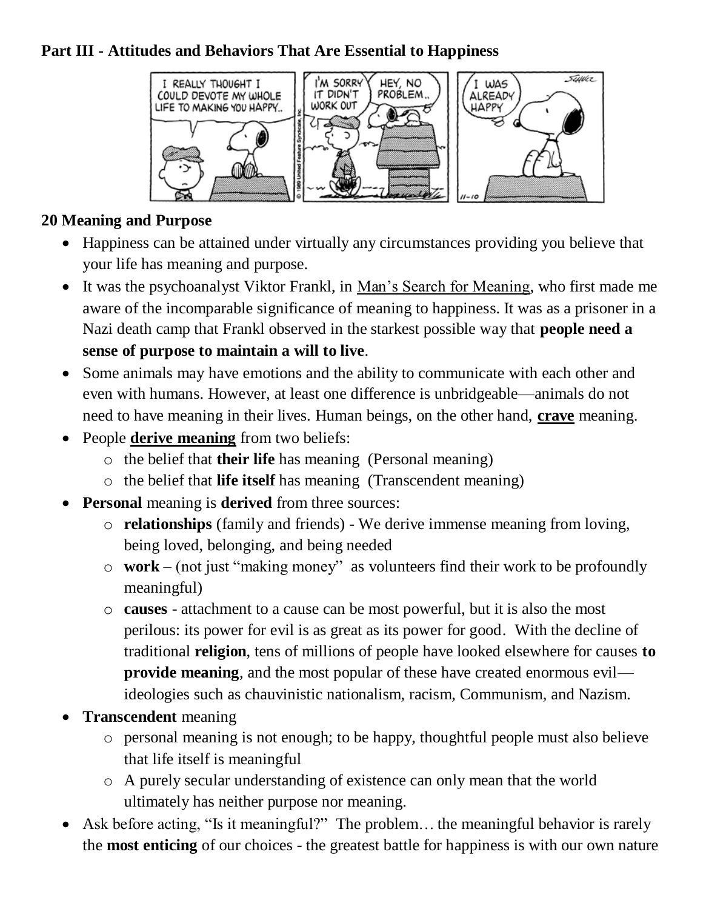**Part III - Attitudes and Behaviors That Are Essential to Happiness**

**20 Meaning and Purpose**

- Happiness can be attained under virtually any circumstances providing you believe that your life has meaning and purpose.
- It was the psychoanalyst Viktor Frankl, in <u>Man's Search for Meaning</u>, who first made me aware of the incomparable significance of meaning to happiness. It was as a prisoner in a Nazi death camp that Frankl observed in the starkest possible way that **people need a sense of purpose to maintain a will to live**.
- Some animals may have emotions and the ability to communicate with each other and even with humans. However, at least one difference is unbridgeable—animals do not need to have meaning in their lives. Human beings, on the other hand, **<u>crave</u>** meaning.
- People **<u>derive meaning</u>** from two beliefs:
  - the belief that **their life** has meaning (Personal meaning)
  - the belief that **life itself** has meaning (Transcendent meaning)
- **Personal** meaning is **derived** from three sources:
  - **relationships** (family and friends) - We derive immense meaning from loving, being loved, belonging, and being needed
  - **work** – (not just "making money" as volunteers find their work to be profoundly meaningful)
  - **causes** - attachment to a cause can be most powerful, but it is also the most perilous: its power for evil is as great as its power for good. With the decline of traditional **religion**, tens of millions of people have looked elsewhere for causes **to provide meaning**, and the most popular of these have created enormous evil—ideologies such as chauvinistic nationalism, racism, Communism, and Nazism.
- **Transcendent** meaning
  - personal meaning is not enough; to be happy, thoughtful people must also believe that life itself is meaningful
  - A purely secular understanding of existence can only mean that the world ultimately has neither purpose nor meaning.
- Ask before acting, "Is it meaningful?" The problem… the meaningful behavior is rarely the **most enticing** of our choices - the greatest battle for happiness is with our own nature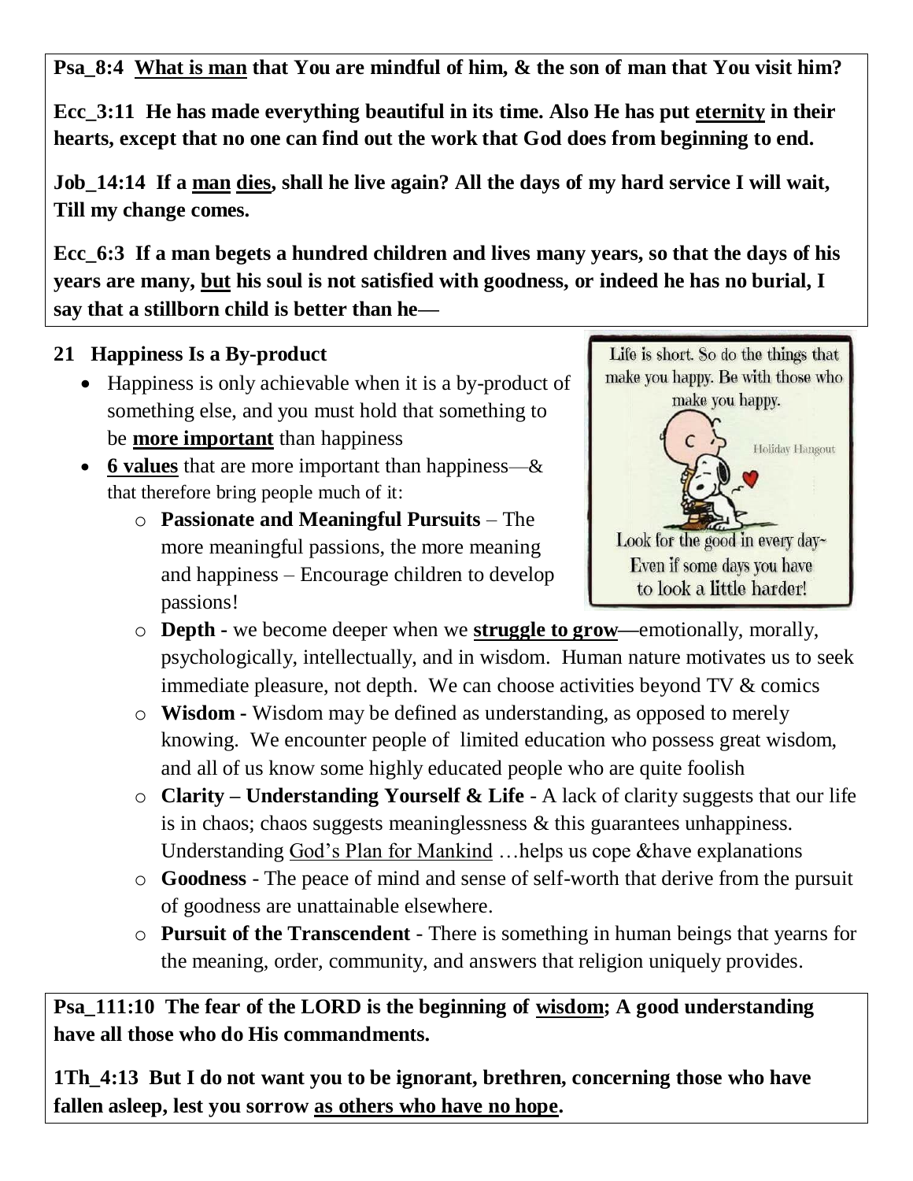**Psa_8:4 <u>What is man</u> that You are mindful of him, & the son of man that You visit him?**

**Ecc_3:11 He has made everything beautiful in its time. Also He has put <u>eternity</u> in their hearts, except that no one can find out the work that God does from beginning to end.**

**Job_14:14 If a <u>man</u> <u>dies</u>, shall he live again? All the days of my hard service I will wait, Till my change comes.**

**Ecc_6:3 If a man begets a hundred children and lives many years, so that the days of his years are many, <u>but</u> his soul is not satisfied with goodness, or indeed he has no burial, I say that a stillborn child is better than he—**

## 21 Happiness Is a By-product

- Happiness is only achievable when it is a by-product of something else, and you must hold that something to be **<u>more important</u>** than happiness
- **<u>6 values</u>** that are more important than happiness—& that therefore bring people much of it:
  - **Passionate and Meaningful Pursuits** – The more meaningful passions, the more meaning and happiness – Encourage children to develop passions!
  - **Depth -** we become deeper when we **<u>struggle to grow</u>—**emotionally, morally, psychologically, intellectually, and in wisdom. Human nature motivates us to seek immediate pleasure, not depth. We can choose activities beyond TV & comics
  - **Wisdom -** Wisdom may be defined as understanding, as opposed to merely knowing. We encounter people of limited education who possess great wisdom, and all of us know some highly educated people who are quite foolish
  - **Clarity – Understanding Yourself & Life** - A lack of clarity suggests that our life is in chaos; chaos suggests meaninglessness & this guarantees unhappiness. Understanding <u>God's Plan for Mankind</u> …helps us cope &have explanations
  - **Goodness** - The peace of mind and sense of self-worth that derive from the pursuit of goodness are unattainable elsewhere.
  - **Pursuit of the Transcendent** - There is something in human beings that yearns for the meaning, order, community, and answers that religion uniquely provides.

Life is short. So do the things that make you happy. Be with those who make you happy.

Holiday Hangout

Look for the good in every day~ Even if some days you have to look a little harder!

**Psa_111:10 The fear of the LORD is the beginning of <u>wisdom</u>; A good understanding have all those who do His commandments.**

**1Th_4:13 But I do not want you to be ignorant, brethren, concerning those who have fallen asleep, lest you sorrow <u>as others who have no hope</u>.**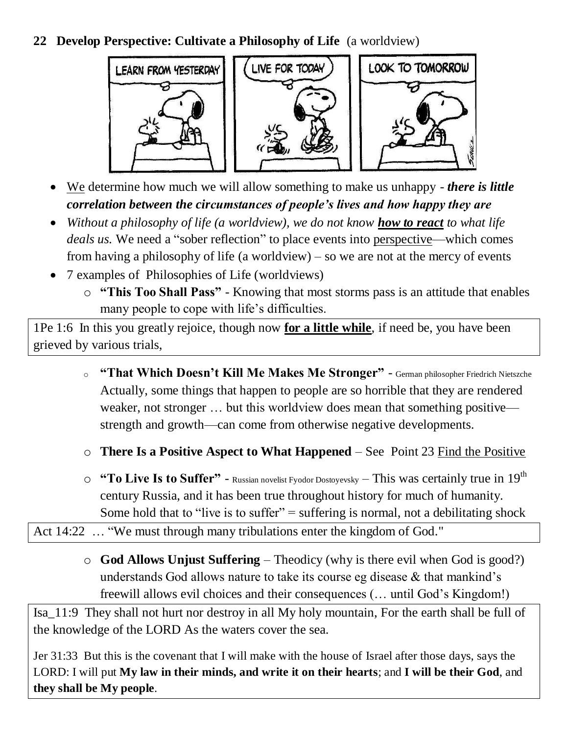**22 Develop Perspective: Cultivate a Philosophy of Life** (a worldview)

- We determine how much we will allow something to make us unhappy - ***there is little correlation between the circumstances of people's lives and how happy they are***
- *Without a philosophy of life (a worldview), we do not know* ***how to react*** *to what life deals us.* We need a "sober reflection" to place events into perspective—which comes from having a philosophy of life (a worldview) – so we are not at the mercy of events
- 7 examples of Philosophies of Life (worldviews)
  - **"This Too Shall Pass"** - Knowing that most storms pass is an attitude that enables many people to cope with life's difficulties.

1Pe 1:6 In this you greatly rejoice, though now **for a little while**, if need be, you have been grieved by various trials,

  - **"That Which Doesn't Kill Me Makes Me Stronger"** - German philosopher Friedrich Nietzsche Actually, some things that happen to people are so horrible that they are rendered weaker, not stronger … but this worldview does mean that something positive—strength and growth—can come from otherwise negative developments.
  - **There Is a Positive Aspect to What Happened** – See Point 23 Find the Positive
  - **"To Live Is to Suffer"** - Russian novelist Fyodor Dostoyevsky – This was certainly true in 19th century Russia, and it has been true throughout history for much of humanity. Some hold that to "live is to suffer" = suffering is normal, not a debilitating shock

Act 14:22 … "We must through many tribulations enter the kingdom of God."

  - **God Allows Unjust Suffering** – Theodicy (why is there evil when God is good?) understands God allows nature to take its course eg disease & that mankind's freewill allows evil choices and their consequences (… until God's Kingdom!)

Isa_11:9 They shall not hurt nor destroy in all My holy mountain, For the earth shall be full of the knowledge of the LORD As the waters cover the sea.

Jer 31:33 But this is the covenant that I will make with the house of Israel after those days, says the LORD: I will put **My law in their minds, and write it on their hearts**; and **I will be their God**, and **they shall be My people**.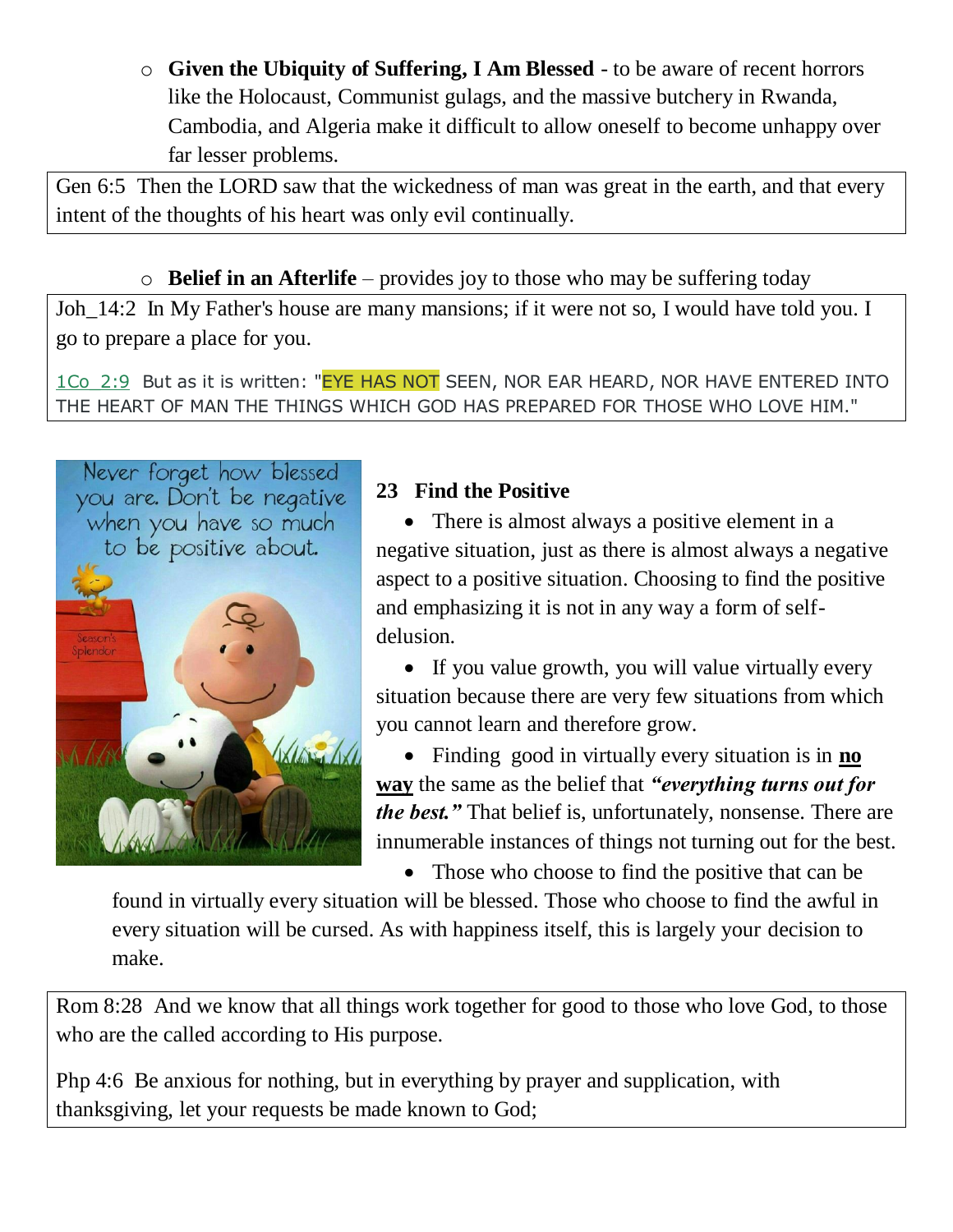- **Given the Ubiquity of Suffering, I Am Blessed** - to be aware of recent horrors like the Holocaust, Communist gulags, and the massive butchery in Rwanda, Cambodia, and Algeria make it difficult to allow oneself to become unhappy over far lesser problems.

> Gen 6:5 Then the LORD saw that the wickedness of man was great in the earth, and that every intent of the thoughts of his heart was only evil continually.

- **Belief in an Afterlife** – provides joy to those who may be suffering today

> Joh_14:2 In My Father's house are many mansions; if it were not so, I would have told you. I go to prepare a place for you.
>
> 1Co 2:9 But as it is written: "EYE HAS NOT SEEN, NOR EAR HEARD, NOR HAVE ENTERED INTO THE HEART OF MAN THE THINGS WHICH GOD HAS PREPARED FOR THOSE WHO LOVE HIM."

Never forget how blessed you are. Don't be negative when you have so much to be positive about.

## 23 Find the Positive

- There is almost always a positive element in a negative situation, just as there is almost always a negative aspect to a positive situation. Choosing to find the positive and emphasizing it is not in any way a form of self-delusion.
- If you value growth, you will value virtually every situation because there are very few situations from which you cannot learn and therefore grow.
- Finding good in virtually every situation is in **no way** the same as the belief that ***"everything turns out for the best."*** That belief is, unfortunately, nonsense. There are innumerable instances of things not turning out for the best.
- Those who choose to find the positive that can be found in virtually every situation will be blessed. Those who choose to find the awful in every situation will be cursed. As with happiness itself, this is largely your decision to make.

> Rom 8:28 And we know that all things work together for good to those who love God, to those who are the called according to His purpose.
>
> Php 4:6 Be anxious for nothing, but in everything by prayer and supplication, with thanksgiving, let your requests be made known to God;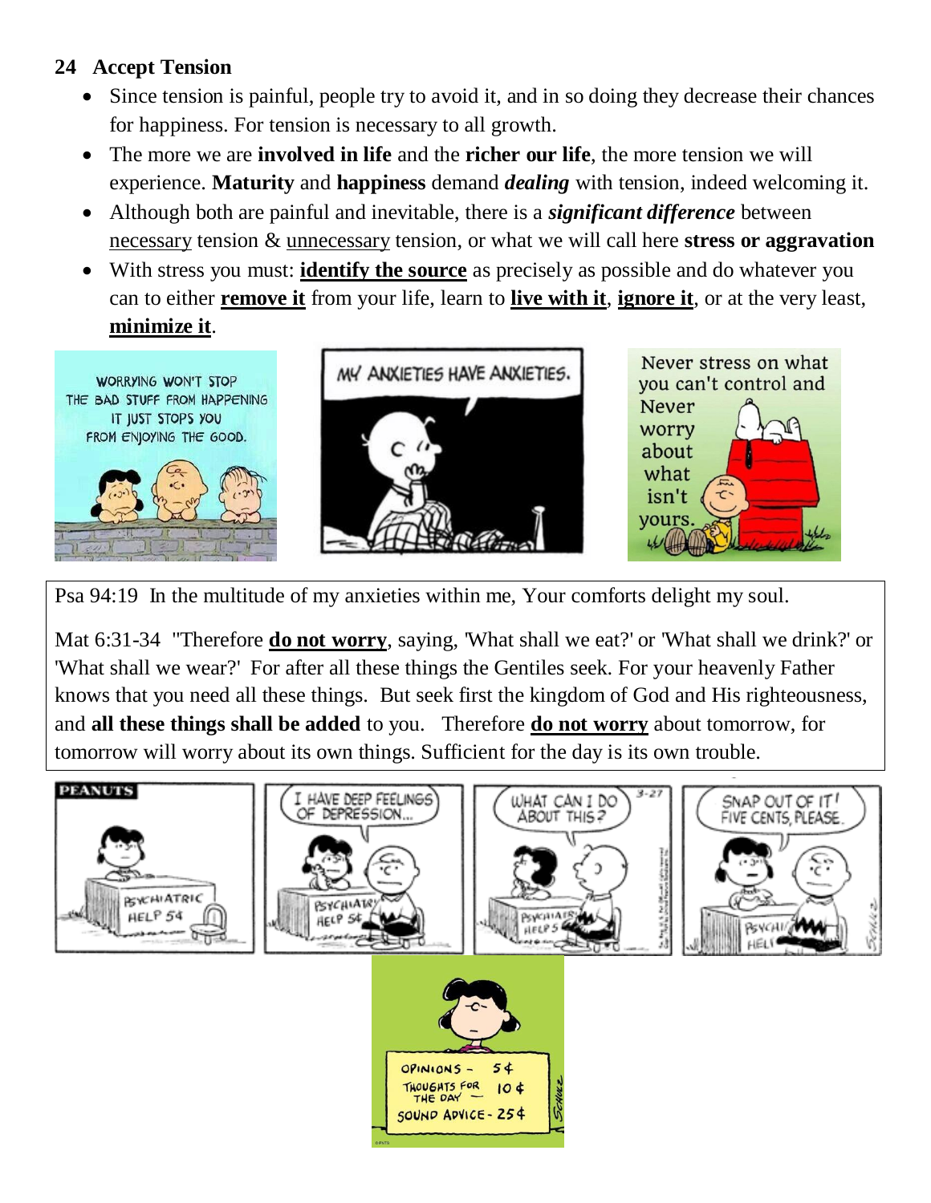## 24 Accept Tension

- Since tension is painful, people try to avoid it, and in so doing they decrease their chances for happiness. For tension is necessary to all growth.
- The more we are **involved in life** and the **richer our life**, the more tension we will experience. **Maturity** and **happiness** demand ***dealing*** with tension, indeed welcoming it.
- Although both are painful and inevitable, there is a ***significant difference*** between <u>necessary</u> tension & <u>unnecessary</u> tension, or what we will call here **stress or aggravation**
- With stress you must: **<u>identify the source</u>** as precisely as possible and do whatever you can to either **<u>remove it</u>** from your life, learn to **<u>live with it</u>**, **<u>ignore it</u>**, or at the very least, **<u>minimize it</u>**.

Psa 94:19 In the multitude of my anxieties within me, Your comforts delight my soul.

Mat 6:31-34 "Therefore **<u>do not worry</u>**, saying, 'What shall we eat?' or 'What shall we drink?' or 'What shall we wear?' For after all these things the Gentiles seek. For your heavenly Father knows that you need all these things. But seek first the kingdom of God and His righteousness, and **all these things shall be added** to you. Therefore **<u>do not worry</u>** about tomorrow, for tomorrow will worry about its own things. Sufficient for the day is its own trouble.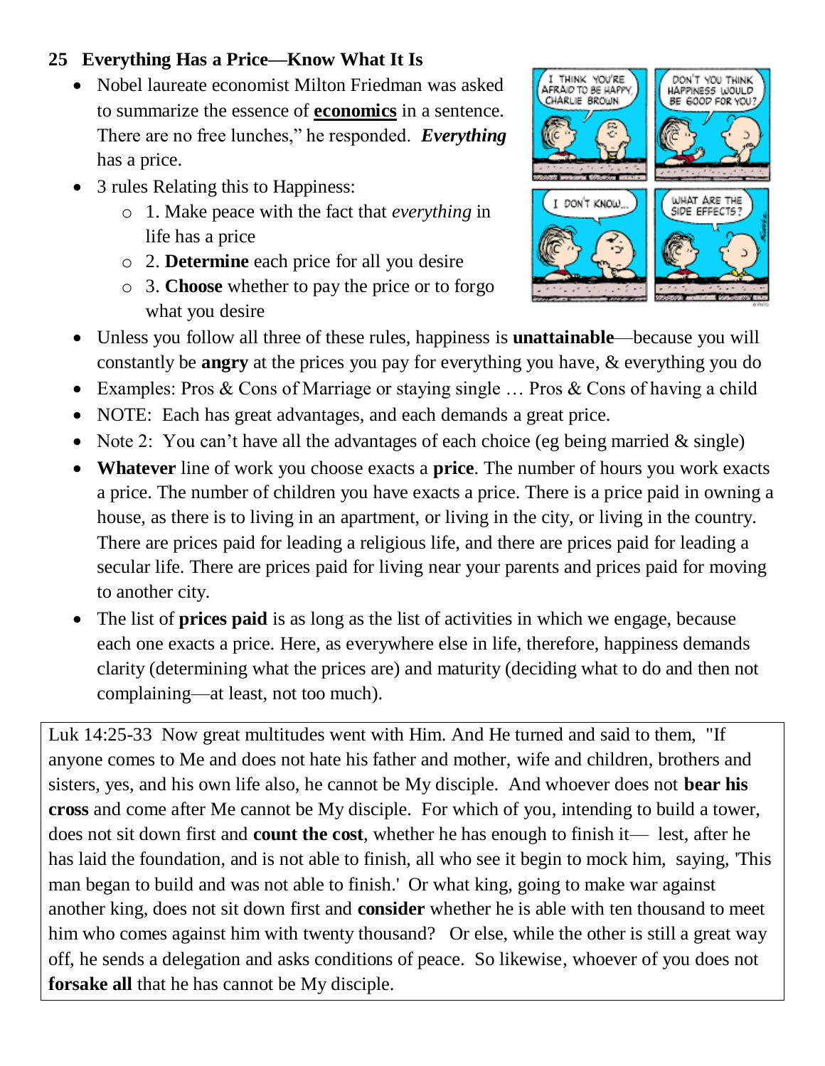## 25 Everything Has a Price—Know What It Is

- Nobel laureate economist Milton Friedman was asked to summarize the essence of **economics** in a sentence. There are no free lunches," he responded. ***Everything*** has a price.
- 3 rules Relating this to Happiness:
  - 1. Make peace with the fact that *everything* in life has a price
  - 2. **Determine** each price for all you desire
  - 3. **Choose** whether to pay the price or to forgo what you desire
- Unless you follow all three of these rules, happiness is **unattainable**—because you will constantly be **angry** at the prices you pay for everything you have, & everything you do
- Examples: Pros & Cons of Marriage or staying single … Pros & Cons of having a child
- NOTE: Each has great advantages, and each demands a great price.
- Note 2: You can't have all the advantages of each choice (eg being married & single)
- **Whatever** line of work you choose exacts a **price**. The number of hours you work exacts a price. The number of children you have exacts a price. There is a price paid in owning a house, as there is to living in an apartment, or living in the city, or living in the country. There are prices paid for leading a religious life, and there are prices paid for leading a secular life. There are prices paid for living near your parents and prices paid for moving to another city.
- The list of **prices paid** is as long as the list of activities in which we engage, because each one exacts a price. Here, as everywhere else in life, therefore, happiness demands clarity (determining what the prices are) and maturity (deciding what to do and then not complaining—at least, not too much).

Luk 14:25-33 Now great multitudes went with Him. And He turned and said to them, "If anyone comes to Me and does not hate his father and mother, wife and children, brothers and sisters, yes, and his own life also, he cannot be My disciple. And whoever does not **bear his cross** and come after Me cannot be My disciple. For which of you, intending to build a tower, does not sit down first and **count the cost**, whether he has enough to finish it— lest, after he has laid the foundation, and is not able to finish, all who see it begin to mock him, saying, 'This man began to build and was not able to finish.' Or what king, going to make war against another king, does not sit down first and **consider** whether he is able with ten thousand to meet him who comes against him with twenty thousand? Or else, while the other is still a great way off, he sends a delegation and asks conditions of peace. So likewise, whoever of you does not **forsake all** that he has cannot be My disciple.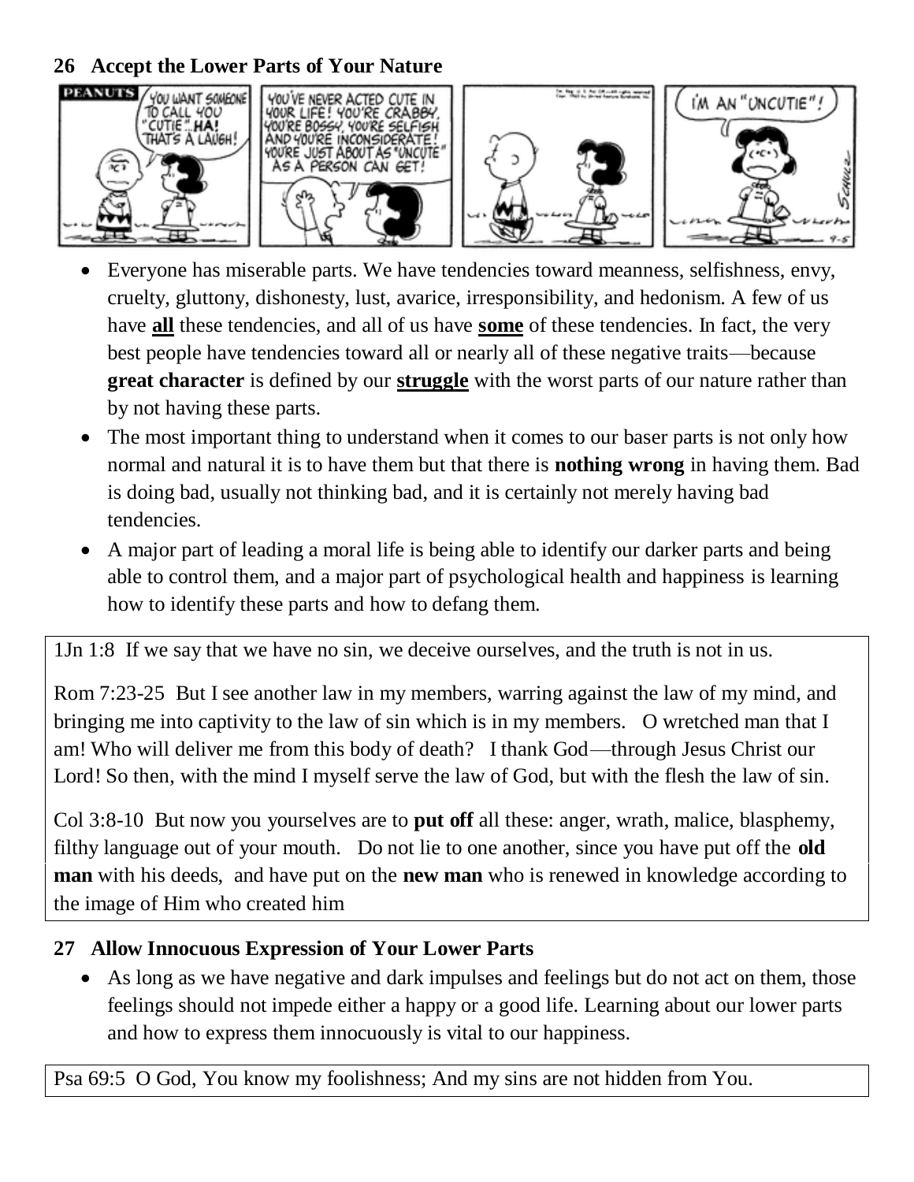**26 Accept the Lower Parts of Your Nature**

- Everyone has miserable parts. We have tendencies toward meanness, selfishness, envy, cruelty, gluttony, dishonesty, lust, avarice, irresponsibility, and hedonism. A few of us have **<u>all</u>** these tendencies, and all of us have **<u>some</u>** of these tendencies. In fact, the very best people have tendencies toward all or nearly all of these negative traits—because **great character** is defined by our **<u>struggle</u>** with the worst parts of our nature rather than by not having these parts.
- The most important thing to understand when it comes to our baser parts is not only how normal and natural it is to have them but that there is **nothing wrong** in having them. Bad is doing bad, usually not thinking bad, and it is certainly not merely having bad tendencies.
- A major part of leading a moral life is being able to identify our darker parts and being able to control them, and a major part of psychological health and happiness is learning how to identify these parts and how to defang them.

1Jn 1:8 If we say that we have no sin, we deceive ourselves, and the truth is not in us.

Rom 7:23-25 But I see another law in my members, warring against the law of my mind, and bringing me into captivity to the law of sin which is in my members. O wretched man that I am! Who will deliver me from this body of death? I thank God—through Jesus Christ our Lord! So then, with the mind I myself serve the law of God, but with the flesh the law of sin.

Col 3:8-10 But now you yourselves are to **put off** all these: anger, wrath, malice, blasphemy, filthy language out of your mouth. Do not lie to one another, since you have put off the **old man** with his deeds, and have put on the **new man** who is renewed in knowledge according to the image of Him who created him

**27 Allow Innocuous Expression of Your Lower Parts**

- As long as we have negative and dark impulses and feelings but do not act on them, those feelings should not impede either a happy or a good life. Learning about our lower parts and how to express them innocuously is vital to our happiness.

Psa 69:5 O God, You know my foolishness; And my sins are not hidden from You.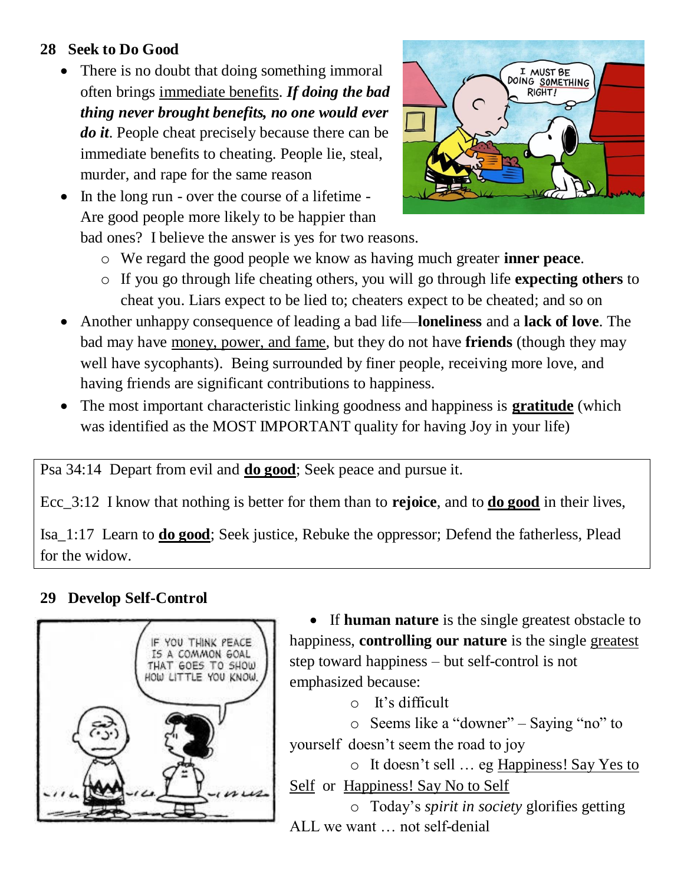**28 Seek to Do Good**

- There is no doubt that doing something immoral often brings immediate benefits. ***If doing the bad thing never brought benefits, no one would ever do it***. People cheat precisely because there can be immediate benefits to cheating. People lie, steal, murder, and rape for the same reason
- In the long run - over the course of a lifetime - Are good people more likely to be happier than bad ones? I believe the answer is yes for two reasons.
  - We regard the good people we know as having much greater **inner peace**.
  - If you go through life cheating others, you will go through life **expecting others** to cheat you. Liars expect to be lied to; cheaters expect to be cheated; and so on
- Another unhappy consequence of leading a bad life—**loneliness** and a **lack of love**. The bad may have money, power, and fame, but they do not have **friends** (though they may well have sycophants). Being surrounded by finer people, receiving more love, and having friends are significant contributions to happiness.
- The most important characteristic linking goodness and happiness is **gratitude** (which was identified as the MOST IMPORTANT quality for having Joy in your life)

Psa 34:14 Depart from evil and **do good**; Seek peace and pursue it.

Ecc_3:12 I know that nothing is better for them than to **rejoice**, and to **do good** in their lives,

Isa_1:17 Learn to **do good**; Seek justice, Rebuke the oppressor; Defend the fatherless, Plead for the widow.

**29 Develop Self-Control**

- If **human nature** is the single greatest obstacle to happiness, **controlling our nature** is the single greatest step toward happiness – but self-control is not emphasized because:
  - It's difficult
  - Seems like a "downer" – Saying "no" to yourself doesn't seem the road to joy
  - It doesn't sell … eg Happiness! Say Yes to Self or Happiness! Say No to Self
  - Today's *spirit in society* glorifies getting ALL we want … not self-denial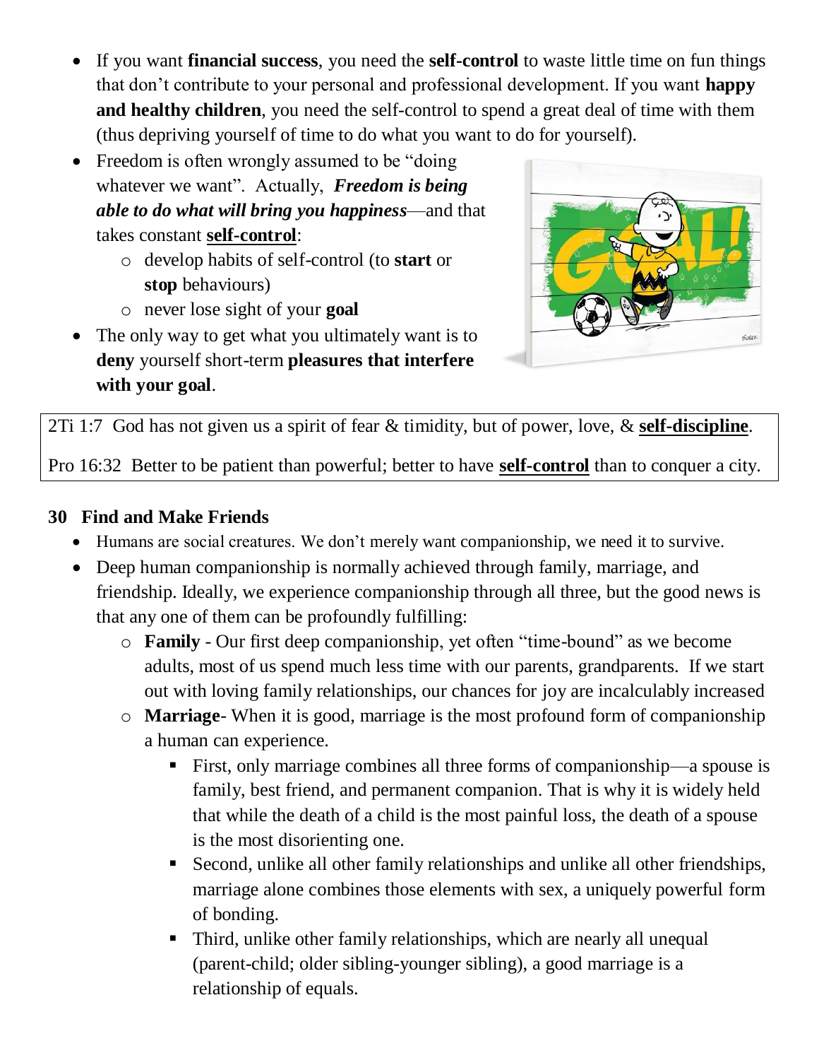- If you want **financial success**, you need the **self-control** to waste little time on fun things that don't contribute to your personal and professional development. If you want **happy and healthy children**, you need the self-control to spend a great deal of time with them (thus depriving yourself of time to do what you want to do for yourself).
- Freedom is often wrongly assumed to be "doing whatever we want". Actually, ***Freedom is being able to do what will bring you happiness***—and that takes constant **self-control**:
  - develop habits of self-control (to **start** or **stop** behaviours)
  - never lose sight of your **goal**
- The only way to get what you ultimately want is to **deny** yourself short-term **pleasures that interfere with your goal**.

> 2Ti 1:7 God has not given us a spirit of fear & timidity, but of power, love, & **self-discipline**.
>
> Pro 16:32 Better to be patient than powerful; better to have **self-control** than to conquer a city.

## 30 Find and Make Friends

- Humans are social creatures. We don't merely want companionship, we need it to survive.
- Deep human companionship is normally achieved through family, marriage, and friendship. Ideally, we experience companionship through all three, but the good news is that any one of them can be profoundly fulfilling:
  - **Family** - Our first deep companionship, yet often "time-bound" as we become adults, most of us spend much less time with our parents, grandparents. If we start out with loving family relationships, our chances for joy are incalculably increased
  - **Marriage**- When it is good, marriage is the most profound form of companionship a human can experience.
    - First, only marriage combines all three forms of companionship—a spouse is family, best friend, and permanent companion. That is why it is widely held that while the death of a child is the most painful loss, the death of a spouse is the most disorienting one.
    - Second, unlike all other family relationships and unlike all other friendships, marriage alone combines those elements with sex, a uniquely powerful form of bonding.
    - Third, unlike other family relationships, which are nearly all unequal (parent-child; older sibling-younger sibling), a good marriage is a relationship of equals.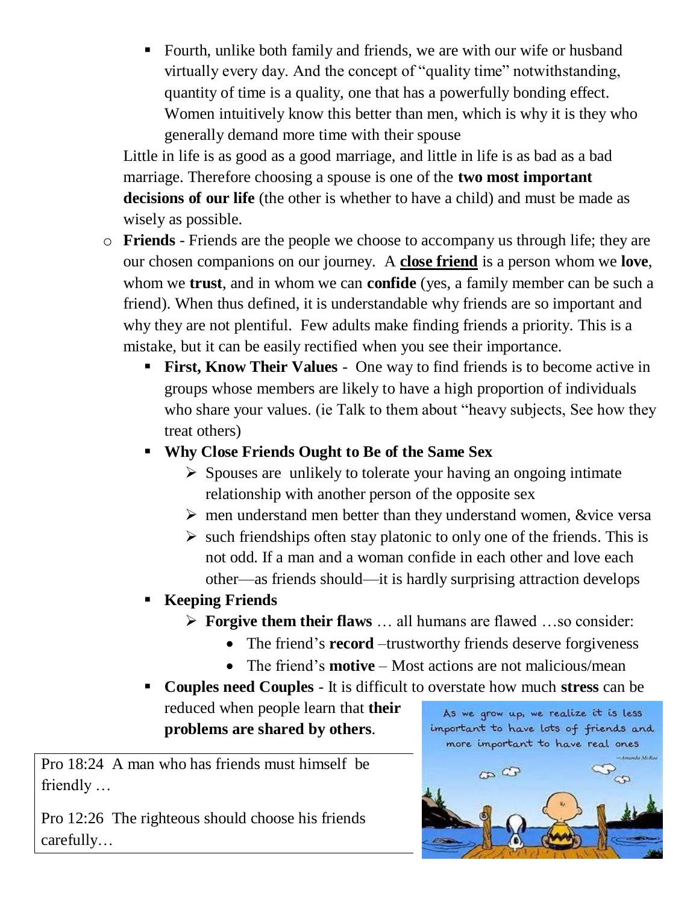- Fourth, unlike both family and friends, we are with our wife or husband virtually every day. And the concept of "quality time" notwithstanding, quantity of time is a quality, one that has a powerfully bonding effect. Women intuitively know this better than men, which is why it is they who generally demand more time with their spouse

  Little in life is as good as a good marriage, and little in life is as bad as a bad marriage. Therefore choosing a spouse is one of the **two most important decisions of our life** (the other is whether to have a child) and must be made as wisely as possible.

- **Friends** - Friends are the people we choose to accompany us through life; they are our chosen companions on our journey. A **close friend** is a person whom we **love**, whom we **trust**, and in whom we can **confide** (yes, a family member can be such a friend). When thus defined, it is understandable why friends are so important and why they are not plentiful. Few adults make finding friends a priority. This is a mistake, but it can be easily rectified when you see their importance.
  - **First, Know Their Values** - One way to find friends is to become active in groups whose members are likely to have a high proportion of individuals who share your values. (ie Talk to them about "heavy subjects, See how they treat others)
  - **Why Close Friends Ought to Be of the Same Sex**
    - Spouses are unlikely to tolerate your having an ongoing intimate relationship with another person of the opposite sex
    - men understand men better than they understand women, &vice versa
    - such friendships often stay platonic to only one of the friends. This is not odd. If a man and a woman confide in each other and love each other—as friends should—it is hardly surprising attraction develops
  - **Keeping Friends**
    - **Forgive them their flaws** … all humans are flawed …so consider:
      - The friend's **record** –trustworthy friends deserve forgiveness
      - The friend's **motive** – Most actions are not malicious/mean
  - **Couples need Couples** - It is difficult to overstate how much **stress** can be reduced when people learn that **their problems are shared by others**.

Pro 18:24 A man who has friends must himself be friendly …

Pro 12:26 The righteous should choose his friends carefully…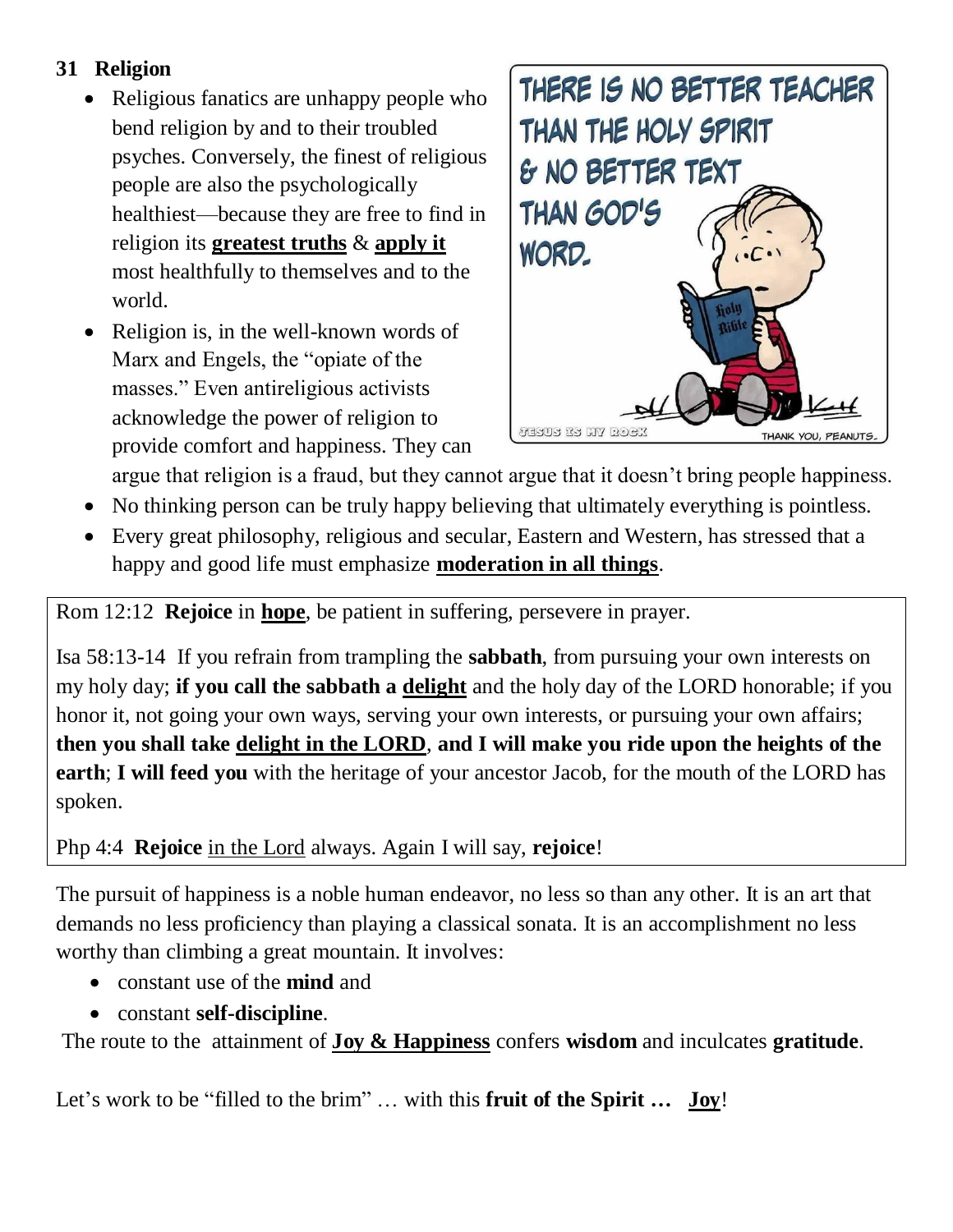## 31 Religion

- Religious fanatics are unhappy people who bend religion by and to their troubled psyches. Conversely, the finest of religious people are also the psychologically healthiest—because they are free to find in religion its **<u>greatest truths</u>** & **<u>apply it</u>** most healthfully to themselves and to the world.
- Religion is, in the well-known words of Marx and Engels, the "opiate of the masses." Even antireligious activists acknowledge the power of religion to provide comfort and happiness. They can argue that religion is a fraud, but they cannot argue that it doesn't bring people happiness.
- No thinking person can be truly happy believing that ultimately everything is pointless.
- Every great philosophy, religious and secular, Eastern and Western, has stressed that a happy and good life must emphasize **<u>moderation in all things</u>**.

Rom 12:12 **Rejoice** in **<u>hope</u>**, be patient in suffering, persevere in prayer.

Isa 58:13-14 If you refrain from trampling the **sabbath**, from pursuing your own interests on my holy day; **if you call the sabbath a <u>delight</u>** and the holy day of the LORD honorable; if you honor it, not going your own ways, serving your own interests, or pursuing your own affairs; **then you shall take <u>delight in the LORD</u>**, **and I will make you ride upon the heights of the earth**; **I will feed you** with the heritage of your ancestor Jacob, for the mouth of the LORD has spoken.

Php 4:4 **Rejoice** <u>in the Lord</u> always. Again I will say, **rejoice**!

The pursuit of happiness is a noble human endeavor, no less so than any other. It is an art that demands no less proficiency than playing a classical sonata. It is an accomplishment no less worthy than climbing a great mountain. It involves:

- constant use of the **mind** and
- constant **self-discipline**.

The route to the attainment of **<u>Joy & Happiness</u>** confers **wisdom** and inculcates **gratitude**.

Let's work to be "filled to the brim" … with this **fruit of the Spirit …** **<u>Joy</u>**!